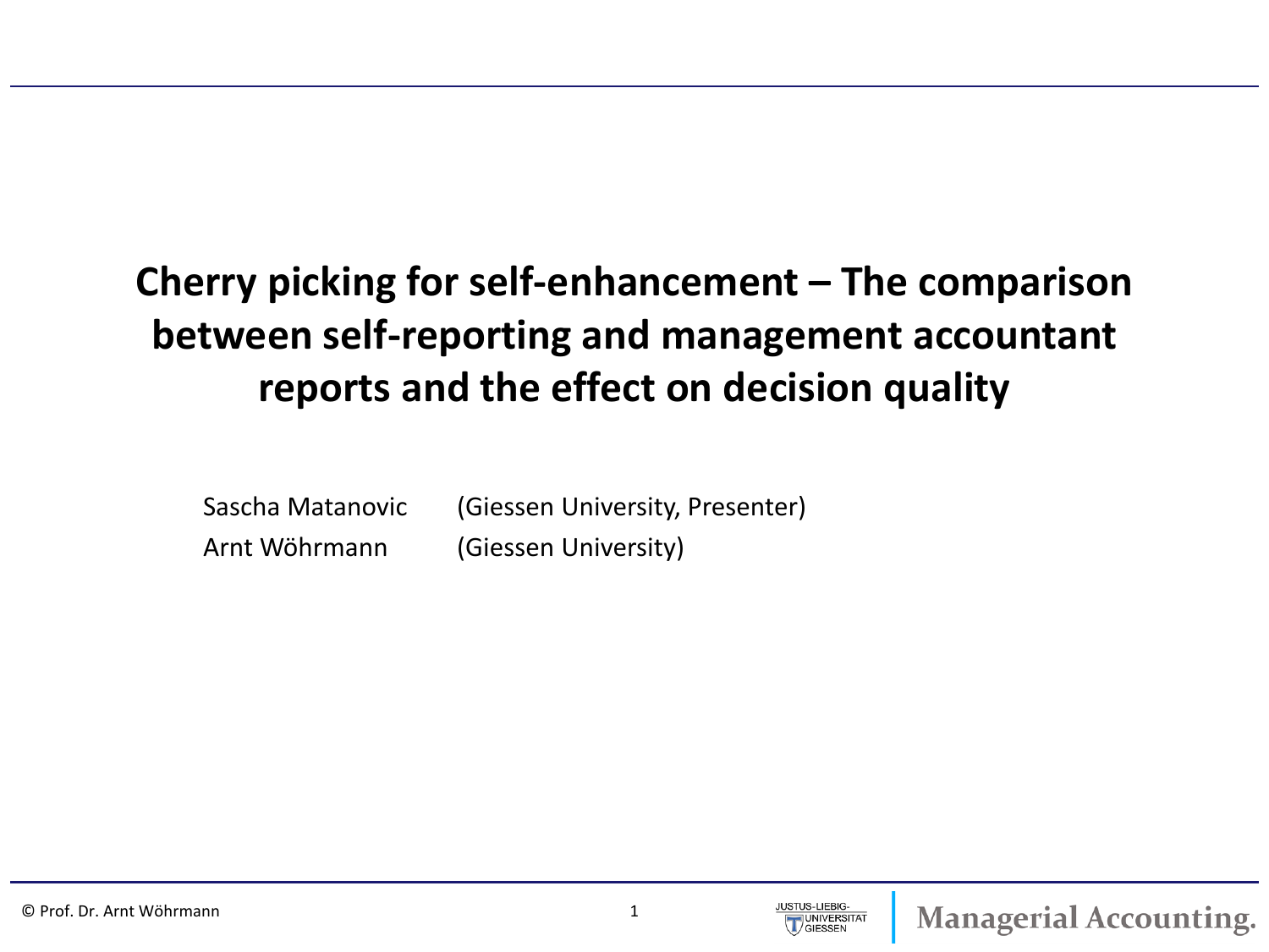# Cherry picking for self-enhancement – The comparison between self-reporting and management accountant reports and the effect on decision quality

Sascha Matanovic (Giessen University, Presenter)

Arnt Wöhrmann (Giessen University)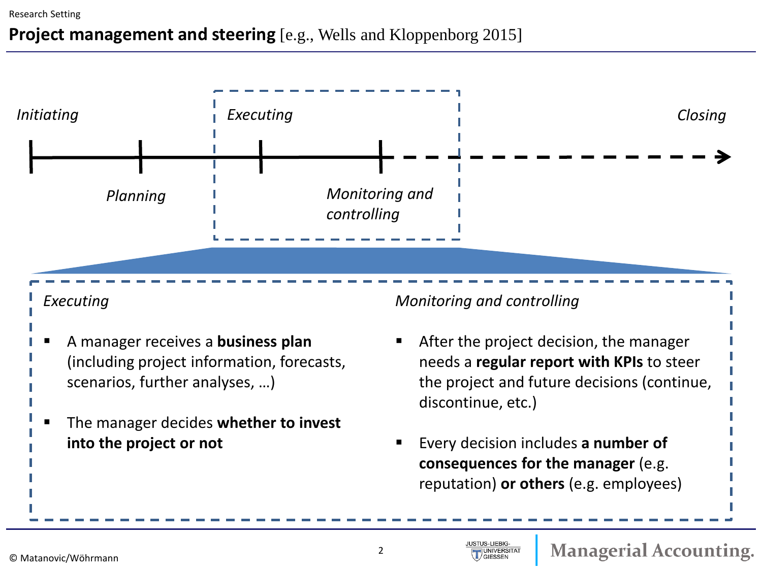Research Setting

# Project management and steering [e.g., Wells and Kloppenborg 2015]

*Initiating* — *Planning* — *Executing* — *Monitoring and controlling* — *Closing*

### *Executing*

- A manager receives a **business plan** (including project information, forecasts, scenarios, further analyses, …)
- The manager decides **whether to invest into the project or not**

### *Monitoring and controlling*

- After the project decision, the manager needs a **regular report with KPIs** to steer the project and future decisions (continue, discontinue, etc.)
- Every decision includes **a number of consequences for the manager** (e.g. reputation) **or others** (e.g. employees)

© Matanovic/Wöhrmann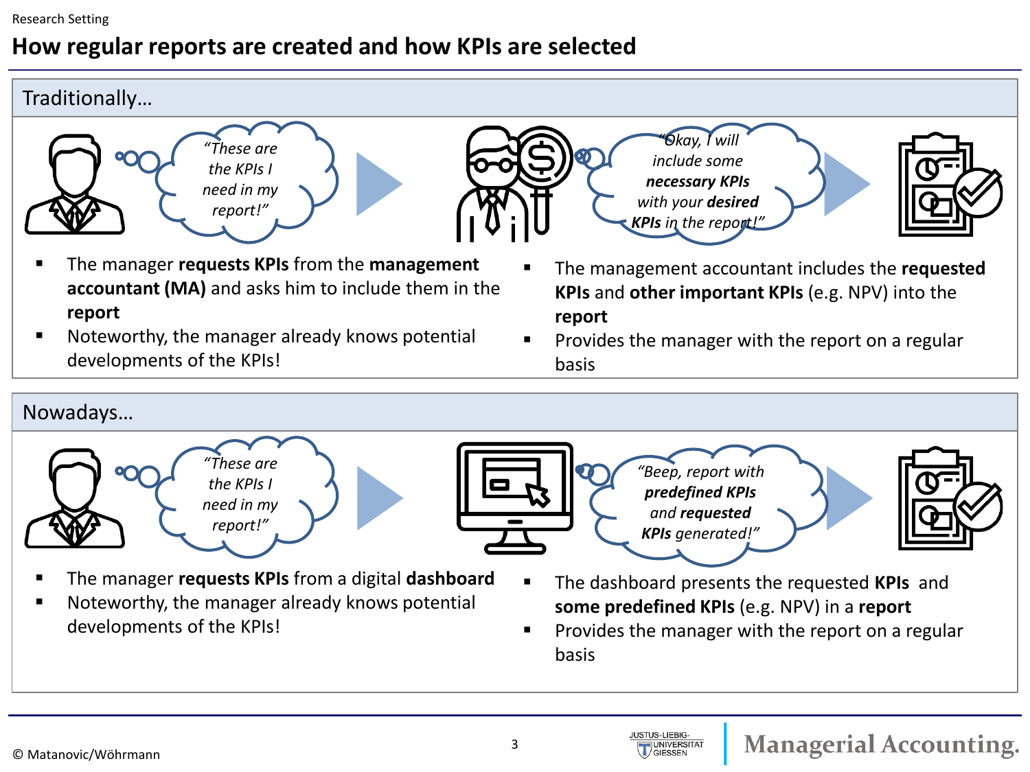Research Setting

# How regular reports are created and how KPIs are selected

## Traditionally…

*"These are the KPIs I need in my report!"*

*"Okay, I will include some **necessary KPIs** with your **desired KPIs** in the report!"*

- The manager **requests KPIs** from the **management accountant (MA)** and asks him to include them in the **report**
- Noteworthy, the manager already knows potential developments of the KPIs!

- The management accountant includes the **requested KPIs** and **other important KPIs** (e.g. NPV) into the **report**
- Provides the manager with the report on a regular basis

## Nowadays…

*"These are the KPIs I need in my report!"*

*"Beep, report with **predefined KPIs** and **requested KPIs** generated!"*

- The manager **requests KPIs** from a digital **dashboard**
- Noteworthy, the manager already knows potential developments of the KPIs!

- The dashboard presents the requested **KPIs** and **some predefined KPIs** (e.g. NPV) in a **report**
- Provides the manager with the report on a regular basis

© Matanovic/Wöhrmann

Justus-Liebig-Universität Giessen | Managerial Accounting.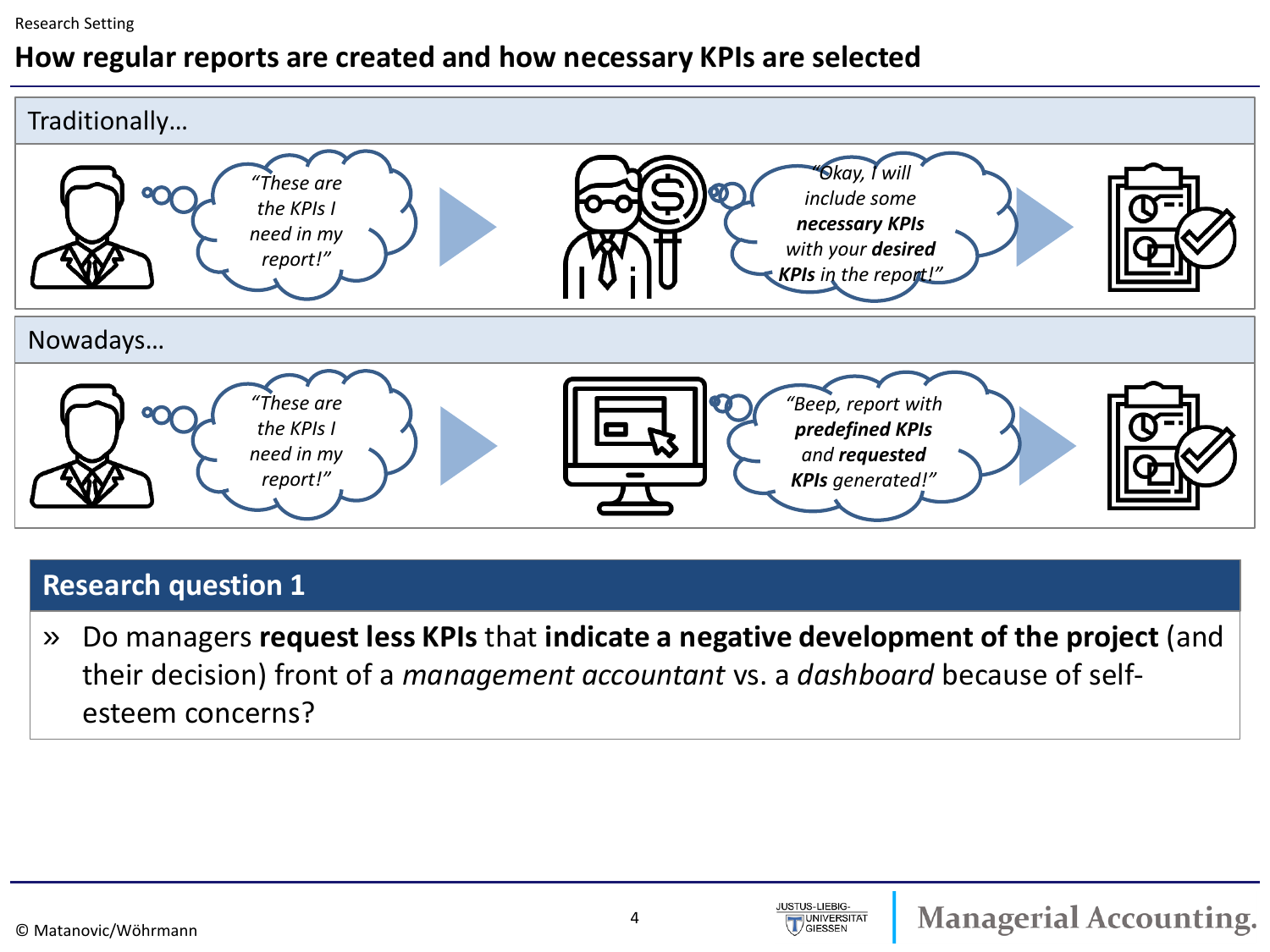Research Setting

# How regular reports are created and how necessary KPIs are selected

## Traditionally…

*"These are the KPIs I need in my report!"*

*"Okay, I will include some **necessary KPIs** with your **desired KPIs** in the report!"*

## Nowadays…

*"These are the KPIs I need in my report!"*

*"Beep, report with **predefined KPIs** and **requested KPIs** generated!"*

## Research question 1

» Do managers **request less KPIs** that **indicate a negative development of the project** (and their decision) front of a *management accountant* vs. a *dashboard* because of self-esteem concerns?

© Matanovic/Wöhrmann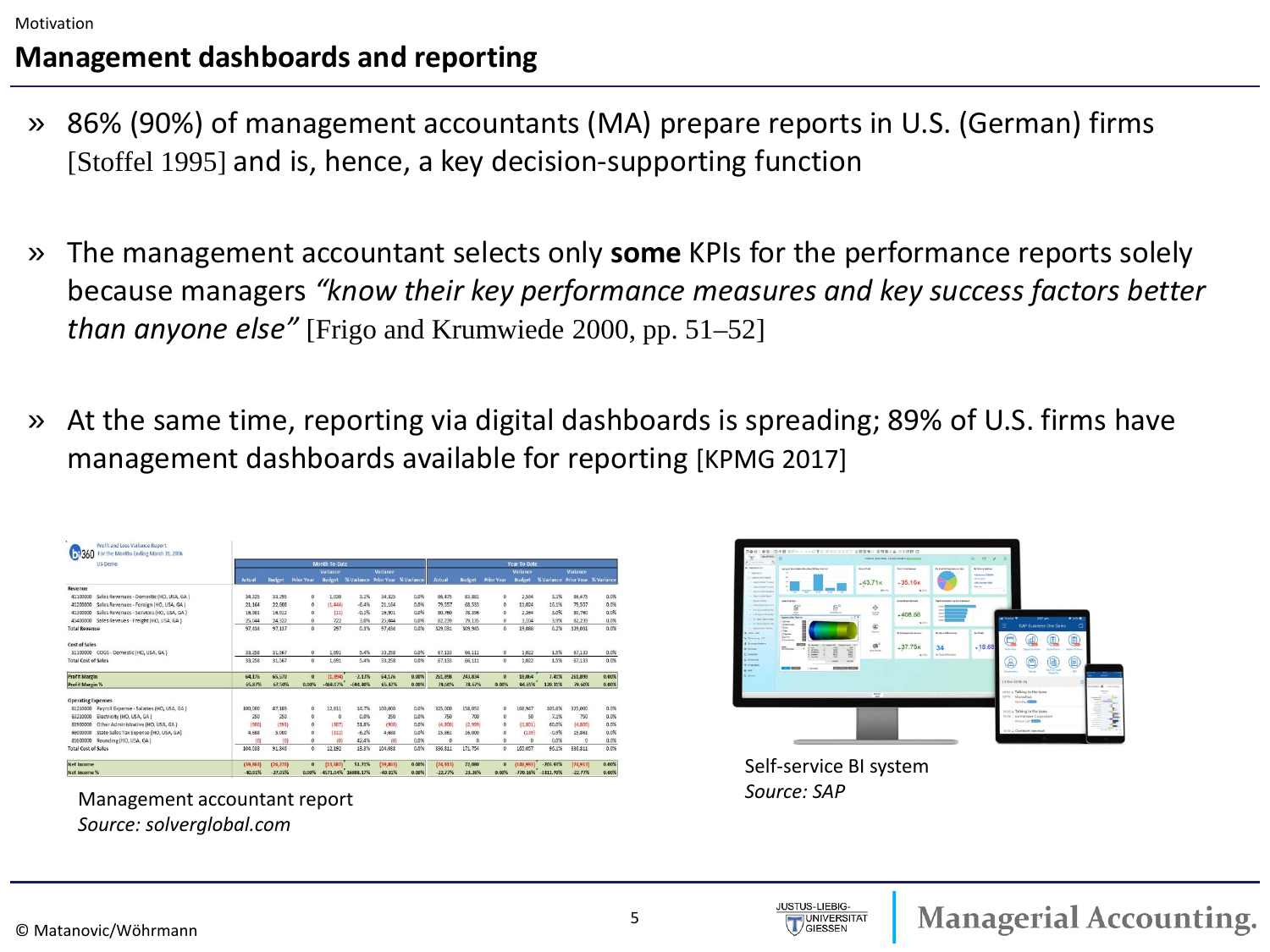Motivation

# Management dashboards and reporting

- 86% (90%) of management accountants (MA) prepare reports in U.S. (German) firms [Stoffel 1995] and is, hence, a key decision-supporting function

- The management accountant selects only **some** KPIs for the performance reports solely because managers *"know their key performance measures and key success factors better than anyone else"* [Frigo and Krumwiede 2000, pp. 51–52]

- At the same time, reporting via digital dashboards is spreading; 89% of U.S. firms have management dashboards available for reporting [KPMG 2017]

Management accountant report
*Source: solverglobal.com*

Self-service BI system
*Source: SAP*

© Matanovic/Wöhrmann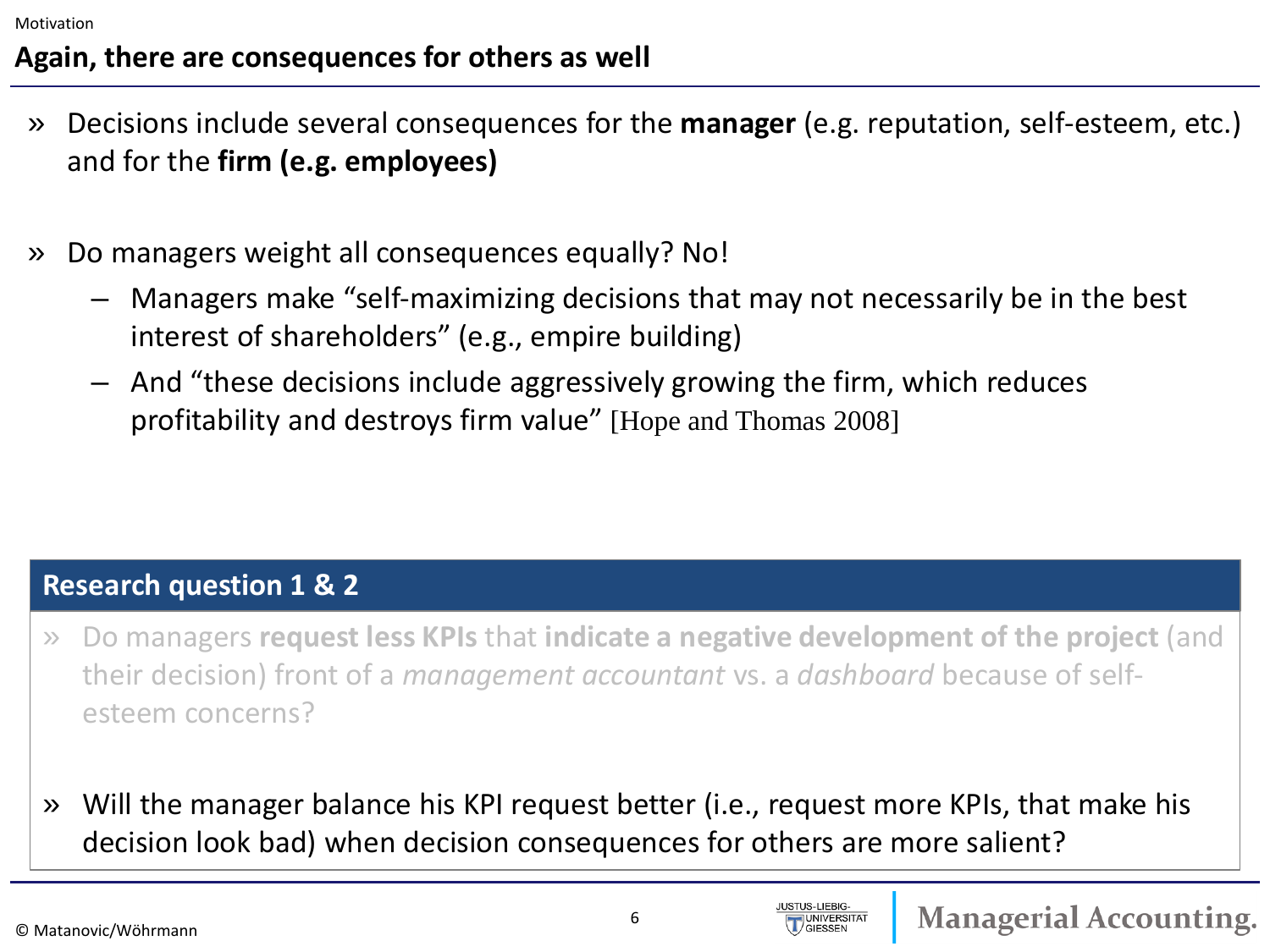Motivation

## Again, there are consequences for others as well

- Decisions include several consequences for the **manager** (e.g. reputation, self-esteem, etc.) and for the **firm (e.g. employees)**

- Do managers weight all consequences equally? No!
  - Managers make "self-maximizing decisions that may not necessarily be in the best interest of shareholders" (e.g., empire building)
  - And "these decisions include aggressively growing the firm, which reduces profitability and destroys firm value" [Hope and Thomas 2008]

### Research question 1 & 2

- Do managers **request less KPIs** that **indicate a negative development of the project** (and their decision) front of a *management accountant* vs. a *dashboard* because of self-esteem concerns?

- Will the manager balance his KPI request better (i.e., request more KPIs, that make his decision look bad) when decision consequences for others are more salient?

© Matanovic/Wöhrmann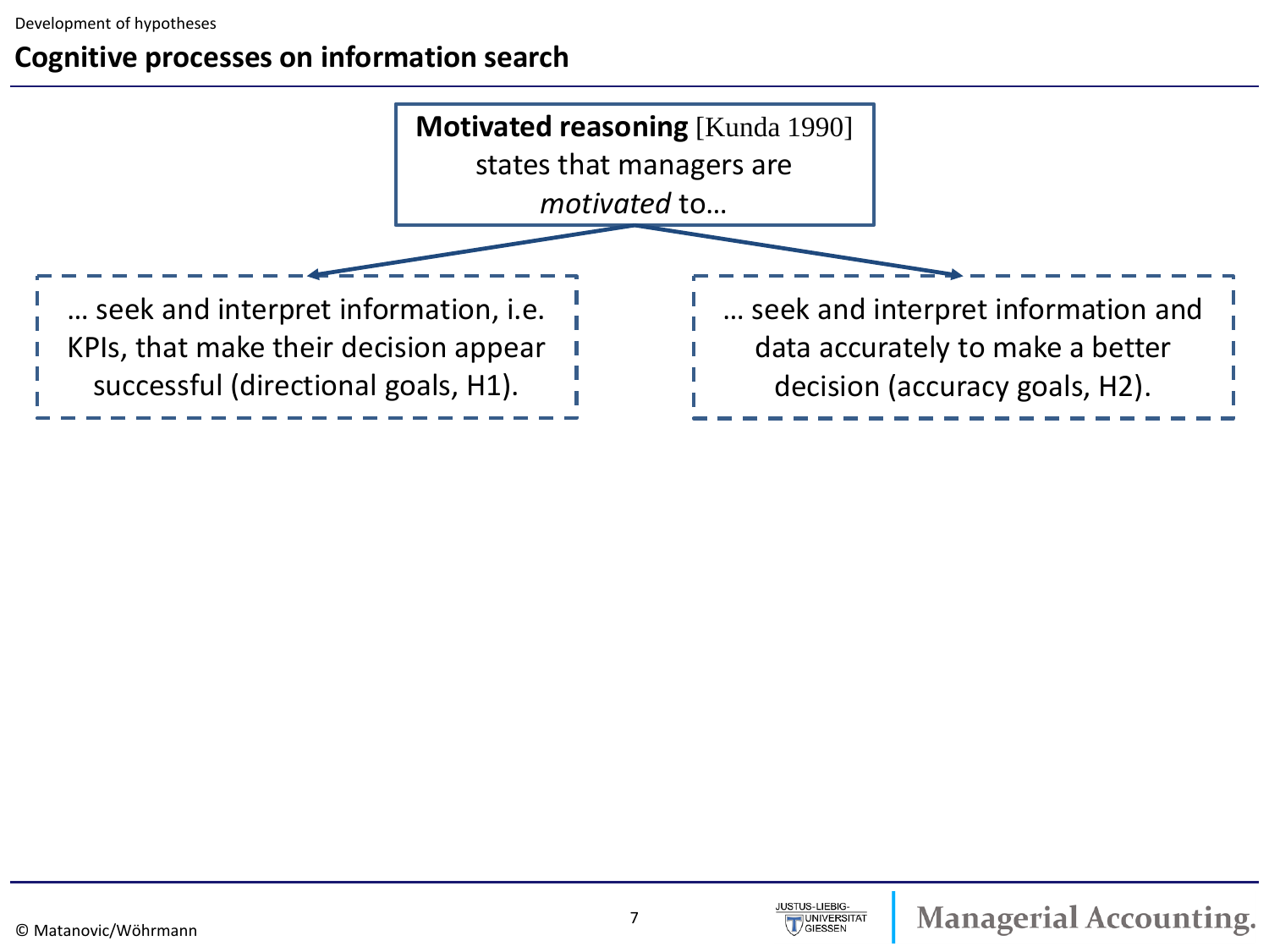Development of hypotheses

## Cognitive processes on information search

**Motivated reasoning** [Kunda 1990] states that managers are *motivated* to…

… seek and interpret information, i.e. KPIs, that make their decision appear successful (directional goals, H1).

… seek and interpret information and data accurately to make a better decision (accuracy goals, H2).

© Matanovic/Wöhrmann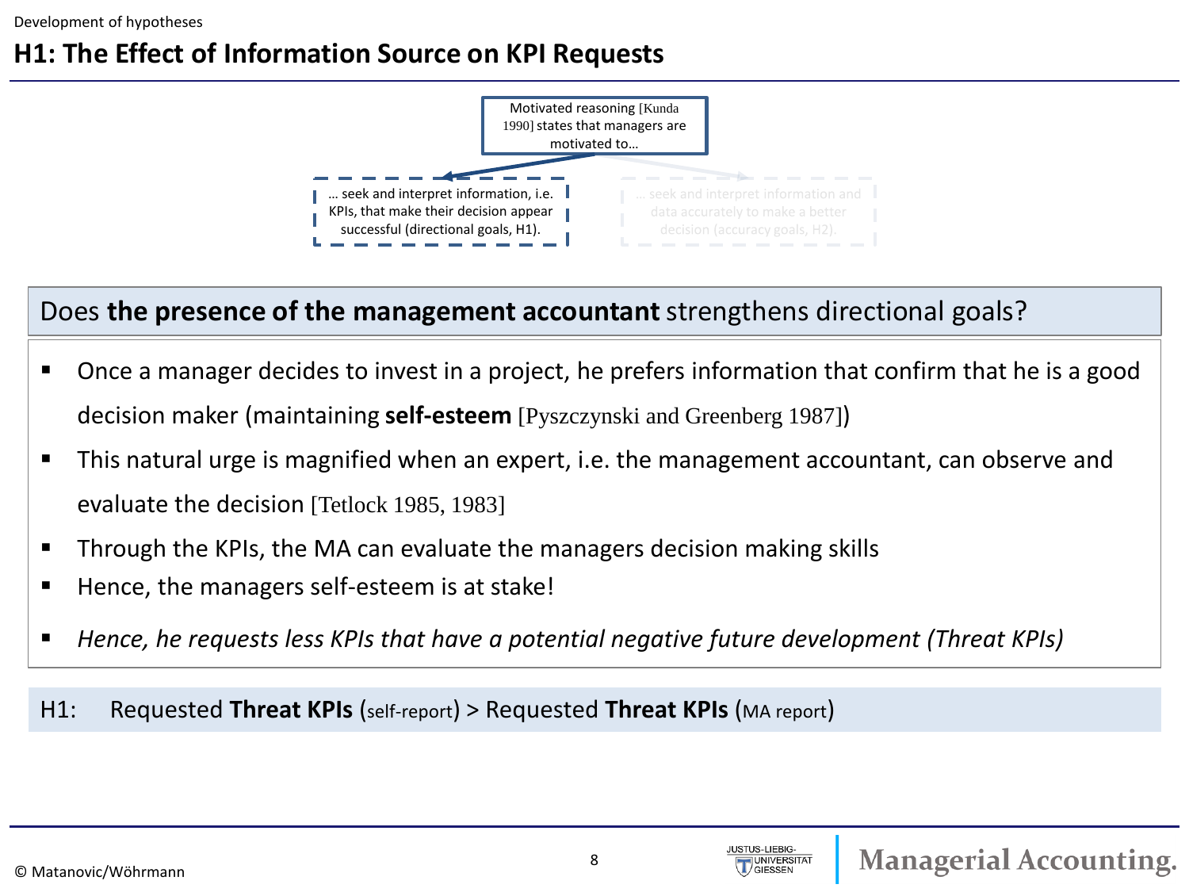Development of hypotheses

# H1: The Effect of Information Source on KPI Requests

Motivated reasoning [Kunda 1990] states that managers are motivated to…

… seek and interpret information, i.e. KPIs, that make their decision appear successful (directional goals, H1).

… seek and interpret information and data accurately to make a better decision (accuracy goals, H2).

## Does **the presence of the management accountant** strengthens directional goals?

- Once a manager decides to invest in a project, he prefers information that confirm that he is a good decision maker (maintaining **self-esteem** [Pyszczynski and Greenberg 1987])
- This natural urge is magnified when an expert, i.e. the management accountant, can observe and evaluate the decision [Tetlock 1985, 1983]
- Through the KPIs, the MA can evaluate the managers decision making skills
- Hence, the managers self-esteem is at stake!
- *Hence, he requests less KPIs that have a potential negative future development (Threat KPIs)*

H1: Requested **Threat KPIs** (self-report) > Requested **Threat KPIs** (MA report)

© Matanovic/Wöhrmann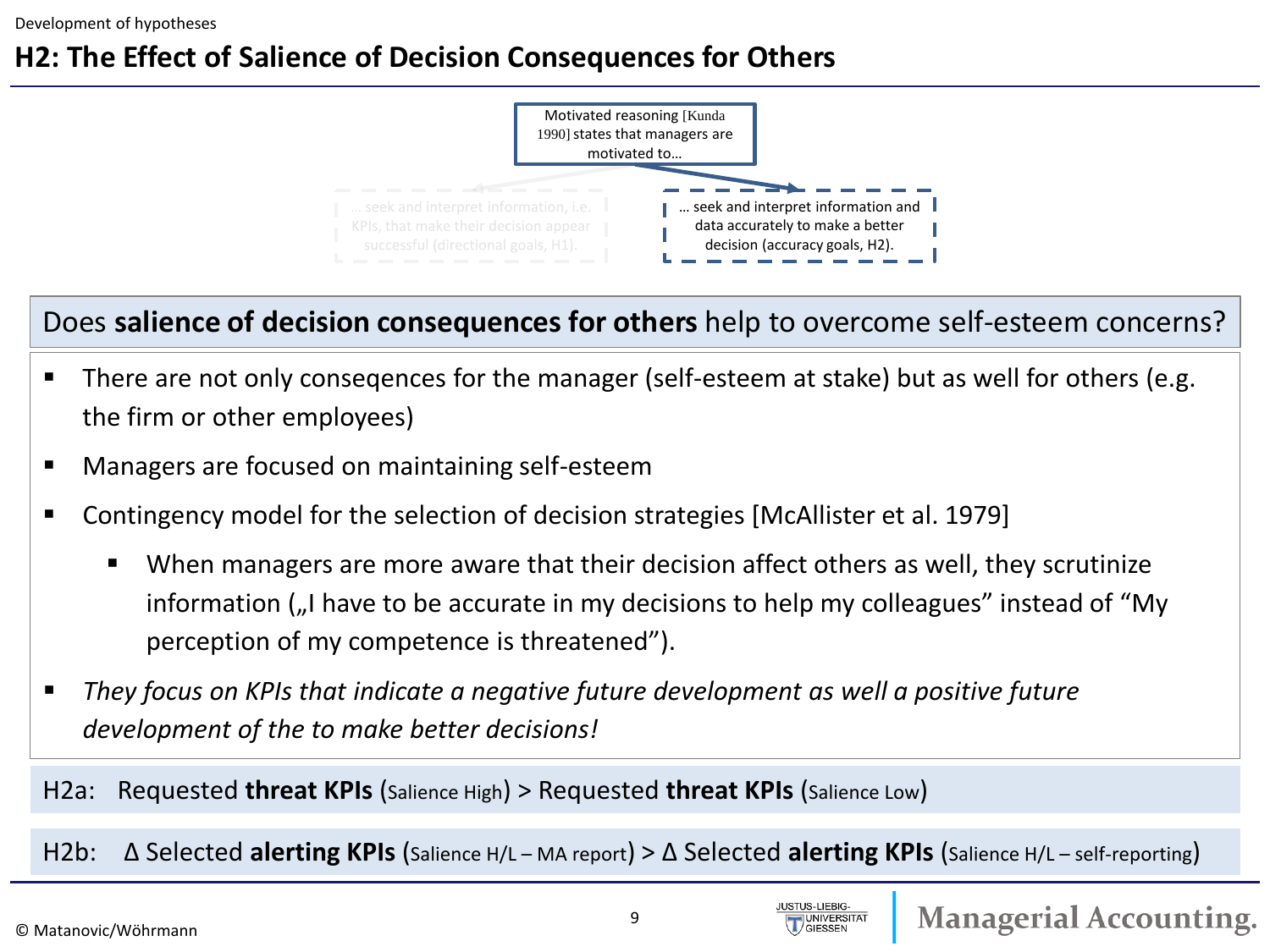Development of hypotheses

# H2: The Effect of Salience of Decision Consequences for Others

Motivated reasoning [Kunda 1990] states that managers are motivated to…

… seek and interpret information, i.e. KPIs, that make their decision appear successful (directional goals, H1).

… seek and interpret information and data accurately to make a better decision (accuracy goals, H2).

Does **salience of decision consequences for others** help to overcome self-esteem concerns?

- There are not only conseqences for the manager (self-esteem at stake) but as well for others (e.g. the firm or other employees)
- Managers are focused on maintaining self-esteem
- Contingency model for the selection of decision strategies [McAllister et al. 1979]
  - When managers are more aware that their decision affect others as well, they scrutinize information („I have to be accurate in my decisions to help my colleagues" instead of "My perception of my competence is threatened").
- *They focus on KPIs that indicate a negative future development as well a positive future development of the to make better decisions!*

H2a: Requested **threat KPIs** (Salience High) > Requested **threat KPIs** (Salience Low)

H2b: Δ Selected **alerting KPIs** (Salience H/L – MA report) > Δ Selected **alerting KPIs** (Salience H/L – self-reporting)

© Matanovic/Wöhrmann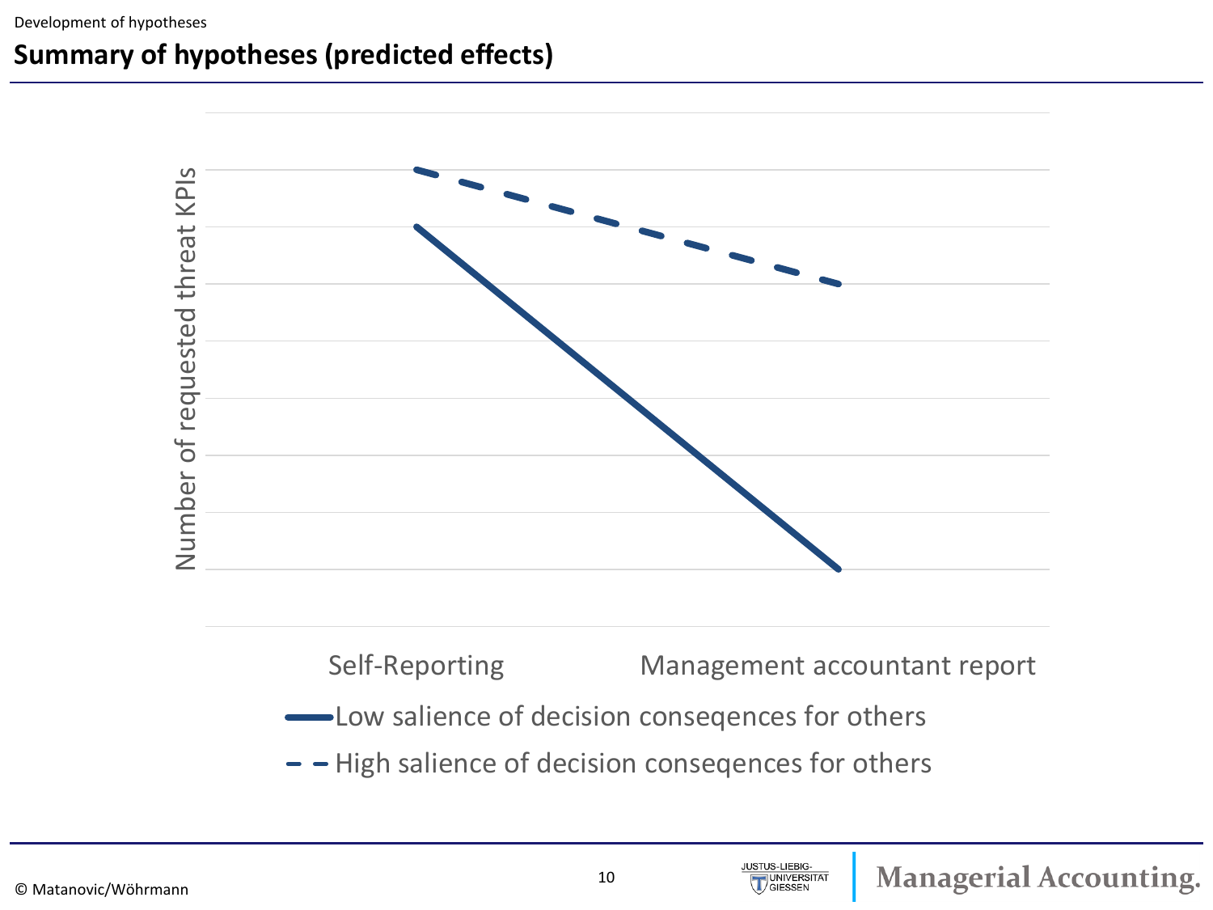Development of hypotheses

## Summary of hypotheses (predicted effects)

Number of requested threat KPIs

Self-Reporting

Management accountant report

Low salience of decision conseqences for others

High salience of decision conseqences for others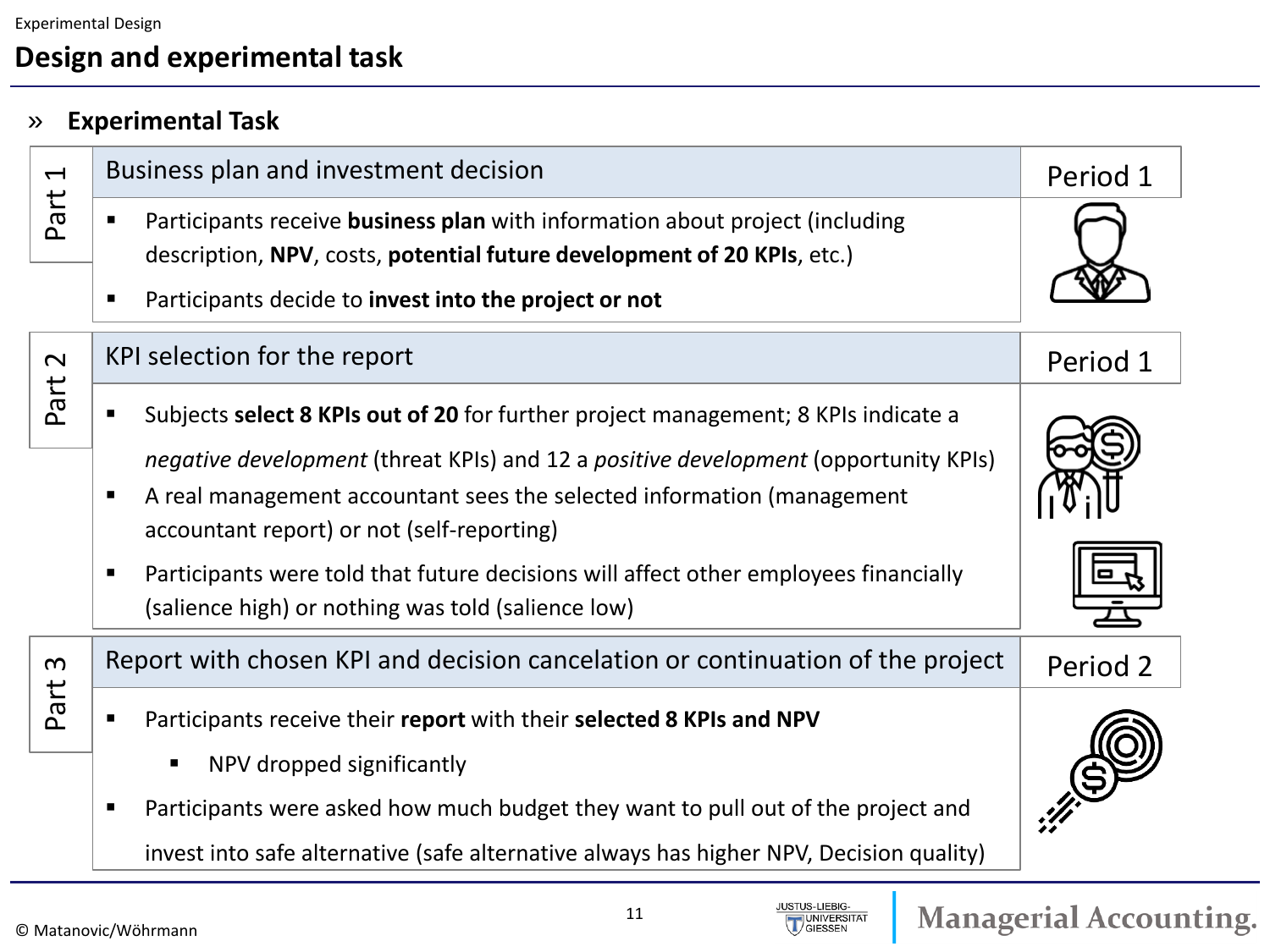Experimental Design

# Design and experimental task

## » Experimental Task

### Part 1 — Business plan and investment decision (Period 1)

- Participants receive **business plan** with information about project (including description, **NPV**, costs, **potential future development of 20 KPIs**, etc.)
- Participants decide to **invest into the project or not**

### Part 2 — KPI selection for the report (Period 1)

- Subjects **select 8 KPIs out of 20** for further project management; 8 KPIs indicate a *negative development* (threat KPIs) and 12 a *positive development* (opportunity KPIs)
- A real management accountant sees the selected information (management accountant report) or not (self-reporting)
- Participants were told that future decisions will affect other employees financially (salience high) or nothing was told (salience low)

### Part 3 — Report with chosen KPI and decision cancelation or continuation of the project (Period 2)

- Participants receive their **report** with their **selected 8 KPIs and NPV**
  - NPV dropped significantly
- Participants were asked how much budget they want to pull out of the project and invest into safe alternative (safe alternative always has higher NPV, Decision quality)

© Matanovic/Wöhrmann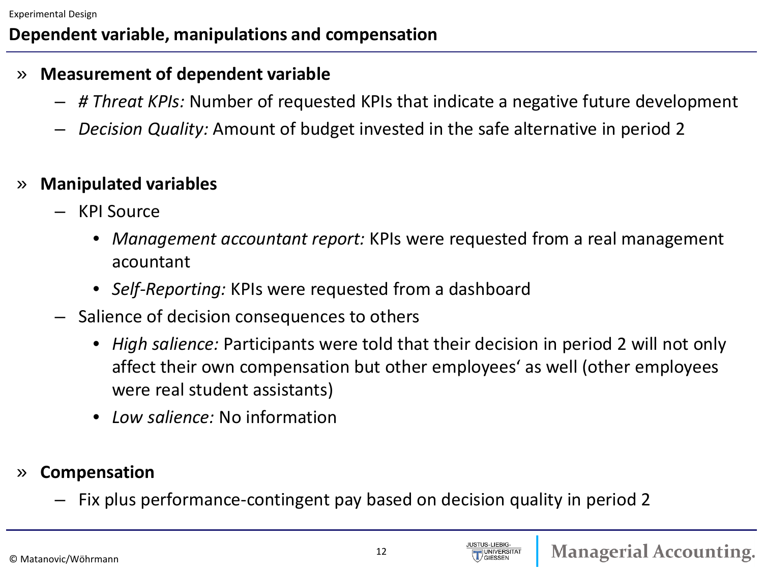Experimental Design

# Dependent variable, manipulations and compensation

- **Measurement of dependent variable**
  - *# Threat KPIs:* Number of requested KPIs that indicate a negative future development
  - *Decision Quality:* Amount of budget invested in the safe alternative in period 2

- **Manipulated variables**
  - KPI Source
    - *Management accountant report:* KPIs were requested from a real management acountant
    - *Self-Reporting:* KPIs were requested from a dashboard
  - Salience of decision consequences to others
    - *High salience:* Participants were told that their decision in period 2 will not only affect their own compensation but other employees‘ as well (other employees were real student assistants)
    - *Low salience:* No information

- **Compensation**
  - Fix plus performance-contingent pay based on decision quality in period 2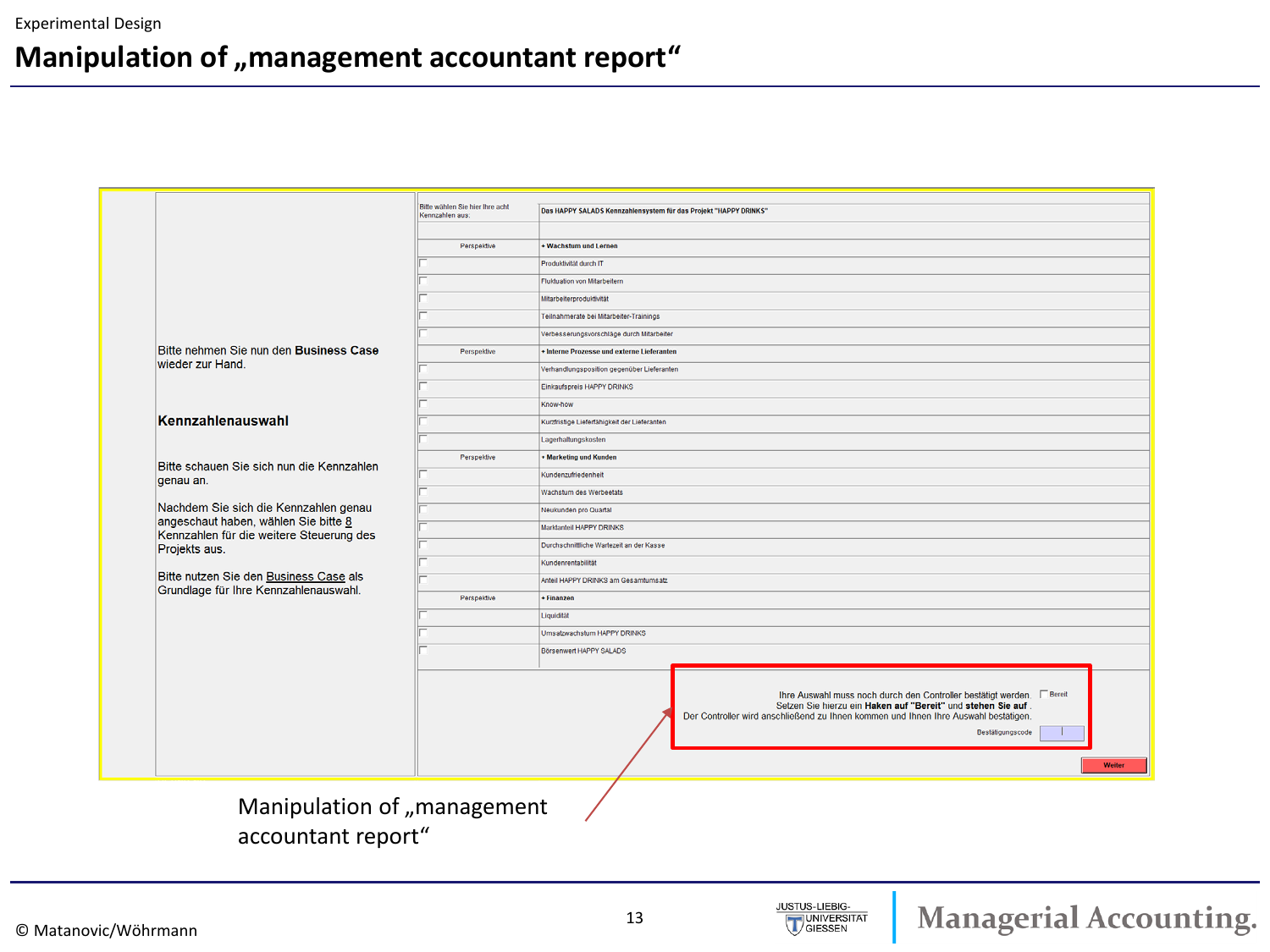Experimental Design

# Manipulation of „management accountant report“

Bitte nehmen Sie nun den **Business Case** wieder zur Hand.

**Kennzahlenauswahl**

Bitte schauen Sie sich nun die Kennzahlen genau an.

Nachdem Sie sich die Kennzahlen genau angeschaut haben, wählen Sie bitte 8 Kennzahlen für die weitere Steuerung des Projekts aus.

Bitte nutzen Sie den Business Case als Grundlage für Ihre Kennzahlenauswahl.

| Bitte wählen Sie hier Ihre acht Kennzahlen aus: | **Das HAPPY SALADS Kennzahlensystem für das Projekt "HAPPY DRINKS"** |
|---|---|
| Perspektive | **+ Wachstum und Lernen** |
| ☐ | Produktivität durch IT |
| ☐ | Fluktuation von Mitarbeitern |
| ☐ | Mitarbeiterproduktivität |
| ☐ | Teilnahmerate bei Mitarbeiter-Trainings |
| ☐ | Verbesserungsvorschläge durch Mitarbeiter |
| Perspektive | **+ Interne Prozesse und externe Lieferanten** |
| ☐ | Verhandlungsposition gegenüber Lieferanten |
| ☐ | Einkaufspreis HAPPY DRINKS |
| ☐ | Know-how |
| ☐ | Kurzfristige Lieferfähigkeit der Lieferanten |
| ☐ | Lagerhaltungskosten |
| Perspektive | **+ Marketing und Kunden** |
| ☐ | Kundenzufriedenheit |
| ☐ | Wachstum des Werbeetats |
| ☐ | Neukunden pro Quartal |
| ☐ | Marktanteil HAPPY DRINKS |
| ☐ | Durchschnittliche Wartezeit an der Kasse |
| ☐ | Kundenrentabilität |
| ☐ | Anteil HAPPY DRINKS am Gesamtumsatz |
| Perspektive | **+ Finanzen** |
| ☐ | Liquidität |
| ☐ | Umsatzwachstum HAPPY DRINKS |
| ☐ | Börsenwert HAPPY SALADS |

Ihre Auswahl muss noch durch den Controller bestätigt werden. ☐ Bereit
Setzen Sie hierzu ein **Haken auf "Bereit"** und **stehen Sie auf**.
Der Controller wird anschließend zu Ihnen kommen und Ihnen Ihre Auswahl bestätigen.

Bestätigungscode

Weiter

Manipulation of „management accountant report“

© Matanovic/Wöhrmann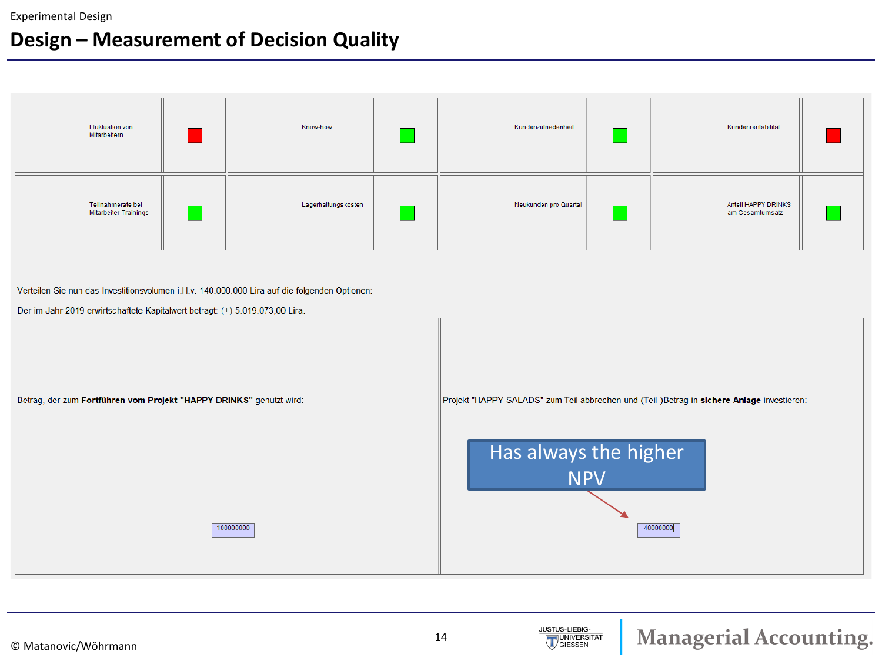Experimental Design

# Design – Measurement of Decision Quality

| Fluktuation von Mitarbeitern | 🟥 | Know-how | 🟩 | Kundenzufriedenheit | 🟩 | Kundenrentabilität | 🟥 |
|---|---|---|---|---|---|---|---|
| Teilnahmerate bei Mitarbeiter-Trainings | 🟩 | Lagerhaltungskosten | 🟩 | Neukunden pro Quartal | 🟩 | Anteil HAPPY DRINKS am Gesamtumsatz | 🟩 |

Verteilen Sie nun das Investitionsvolumen i.H.v. 140.000.000 Lira auf die folgenden Optionen:

Der im Jahr 2019 erwirtschaftete Kapitalwert beträgt: (+) 5.019.073,00 Lira.

| Betrag, der zum **Fortführen vom Projekt "HAPPY DRINKS"** genutzt wird: | Projekt "HAPPY SALADS" zum Teil abbrechen und (Teil-)Betrag in **sichere Anlage** investieren: |
|---|---|
| 100000000 | 40000000 |

Has always the higher NPV

© Matanovic/Wöhrmann

Justus-Liebig-Universität Giessen | Managerial Accounting.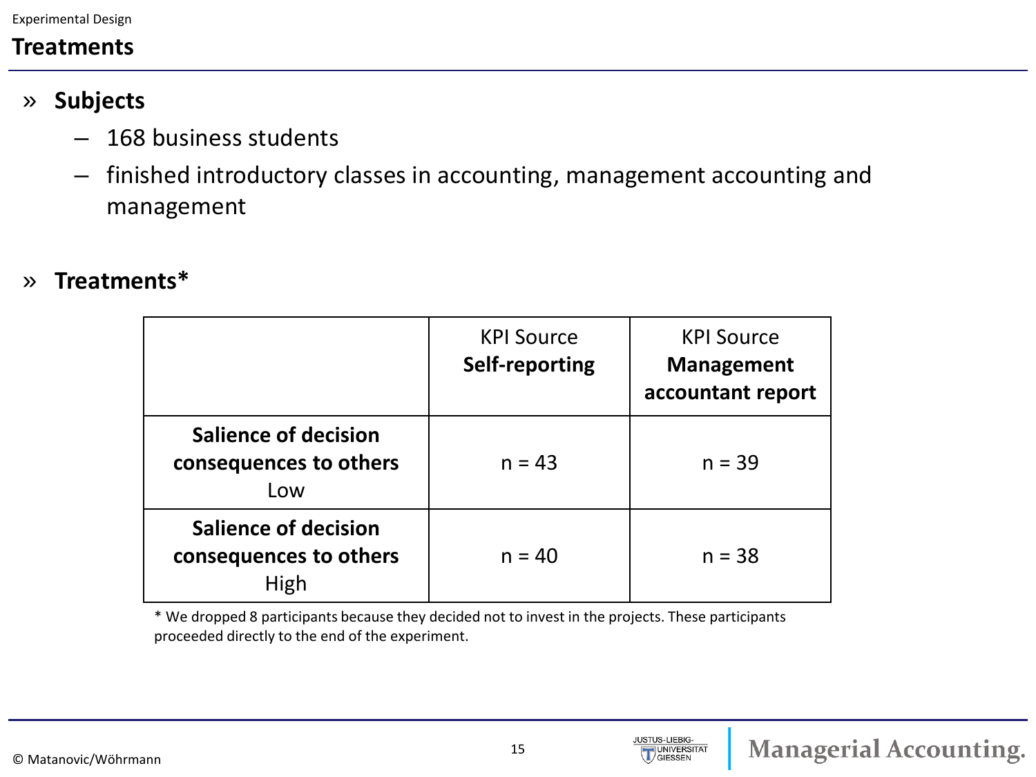Experimental Design

## Treatments

- **Subjects**
  - 168 business students
  - finished introductory classes in accounting, management accounting and management

- **Treatments***

| | KPI Source **Self-reporting** | KPI Source **Management accountant report** |
|---|---|---|
| **Salience of decision consequences to others** Low | n = 43 | n = 39 |
| **Salience of decision consequences to others** High | n = 40 | n = 38 |

* We dropped 8 participants because they decided not to invest in the projects. These participants proceeded directly to the end of the experiment.

© Matanovic/Wöhrmann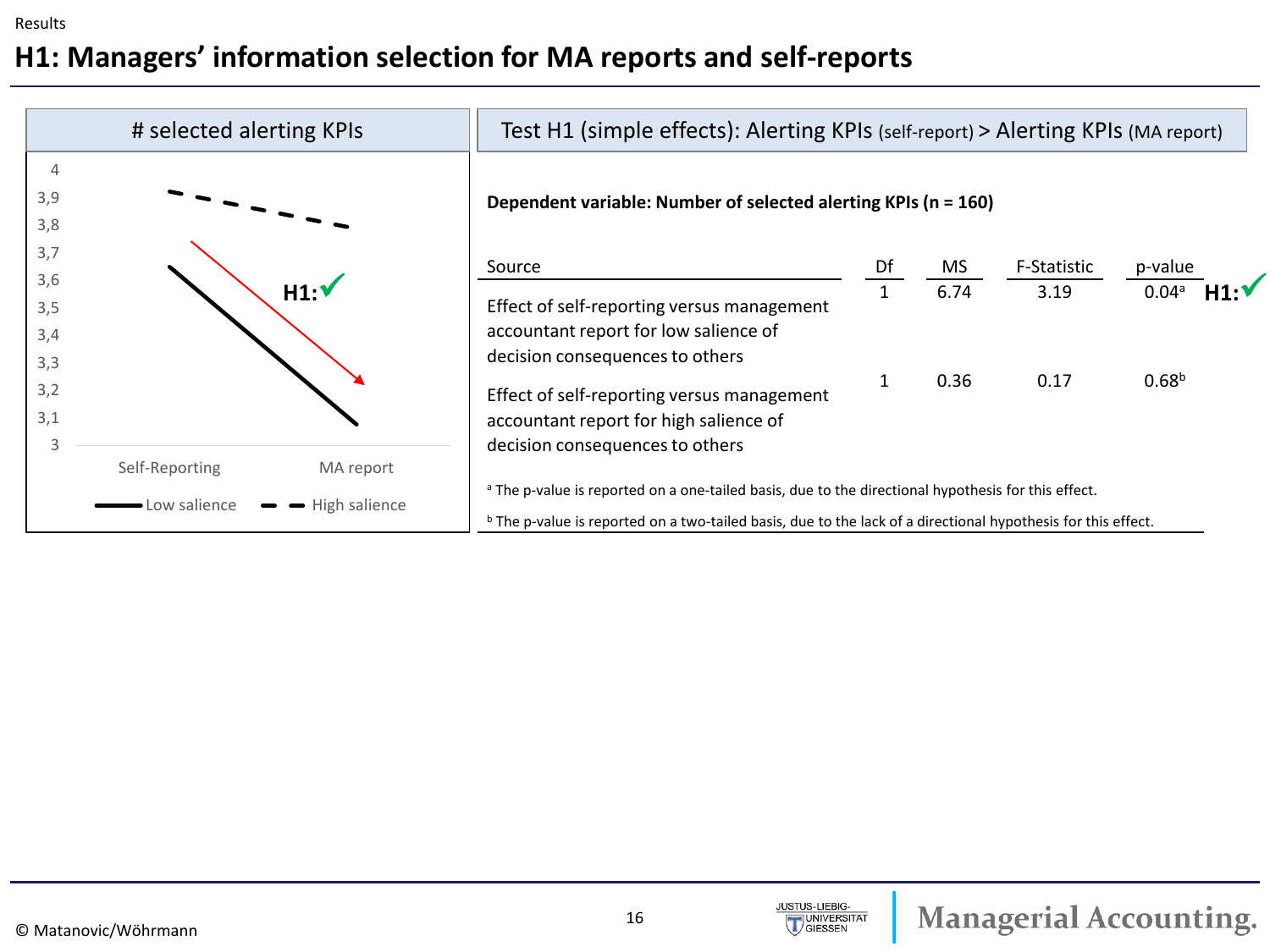Results

# H1: Managers' information selection for MA reports and self-reports

## # selected alerting KPIs

4
3,9
3,8
3,7
3,6
3,5
3,4
3,3
3,2
3,1
3

Self-Reporting — MA report

H1: ✓

Low salience — High salience

## Test H1 (simple effects): Alerting KPIs (self-report) > Alerting KPIs (MA report)

**Dependent variable: Number of selected alerting KPIs (n = 160)**

| Source | Df | MS | F-Statistic | p-value |
| --- | --- | --- | --- | --- |
| Effect of self-reporting versus management accountant report for low salience of decision consequences to others | 1 | 6.74 | 3.19 | 0.04[a] H1: ✓ |
| Effect of self-reporting versus management accountant report for high salience of decision consequences to others | 1 | 0.36 | 0.17 | 0.68[b] |

[a] The p-value is reported on a one-tailed basis, due to the directional hypothesis for this effect.

[b] The p-value is reported on a two-tailed basis, due to the lack of a directional hypothesis for this effect.

© Matanovic/Wöhrmann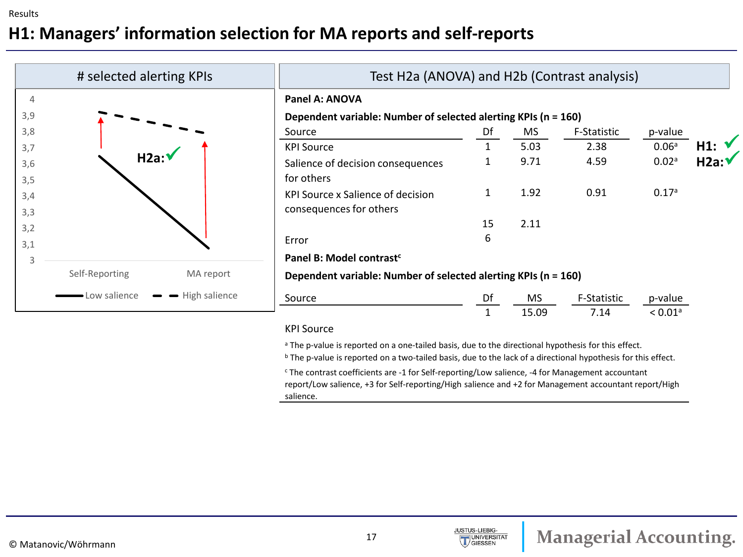Results

# H1: Managers' information selection for MA reports and self-reports

## # selected alerting KPIs

| | Self-Reporting | MA report |
|---|---|---|
| Low salience | 3,65 | 3,08 |
| High salience | 3,92 | 3,80 |

H2a: ✓

## Test H2a (ANOVA) and H2b (Contrast analysis)

**Panel A: ANOVA**

**Dependent variable: Number of selected alerting KPIs (n = 160)**

| Source | Df | MS | F-Statistic | p-value | |
|---|---|---|---|---|---|
| KPI Source | 1 | 5.03 | 2.38 | 0.06[a] | **H1:** ✓ |
| Salience of decision consequences for others | 1 | 9.71 | 4.59 | 0.02[a] | **H2a:** ✓ |
| KPI Source x Salience of decision consequences for others | 1 | 1.92 | 0.91 | 0.17[a] | |
| Error | 156 | 2.11 | | | |

**Panel B: Model contrast[c]**

**Dependent variable: Number of selected alerting KPIs (n = 160)**

| Source | Df | MS | F-Statistic | p-value |
|---|---|---|---|---|
| KPI Source | 1 | 15.09 | 7.14 | < 0.01[a] |

[a] The p-value is reported on a one-tailed basis, due to the directional hypothesis for this effect.

[b] The p-value is reported on a two-tailed basis, due to the lack of a directional hypothesis for this effect.

[c] The contrast coefficients are -1 for Self-reporting/Low salience, -4 for Management accountant report/Low salience, +3 for Self-reporting/High salience and +2 for Management accountant report/High salience.

© Matanovic/Wöhrmann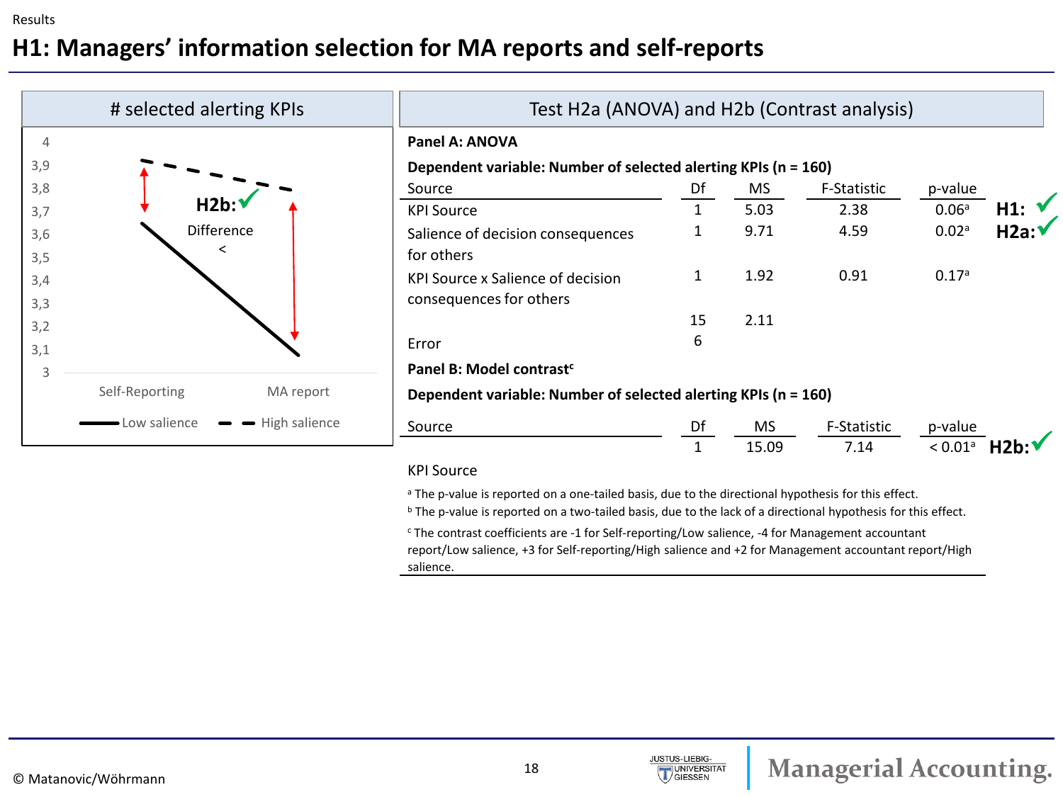Results

# H1: Managers' information selection for MA reports and self-reports

## # selected alerting KPIs

| | Self-Reporting | MA report |
|---|---|---|
| Low salience | ~3.65 | ~3.08 |
| High salience | ~3.92 | ~3.79 |

H2b: ✓ Difference <

## Test H2a (ANOVA) and H2b (Contrast analysis)

**Panel A: ANOVA**

**Dependent variable: Number of selected alerting KPIs (n = 160)**

| Source | Df | MS | F-Statistic | p-value | |
|---|---|---|---|---|---|
| KPI Source | 1 | 5.03 | 2.38 | 0.06[a] | H1: ✓ |
| Salience of decision consequences for others | 1 | 9.71 | 4.59 | 0.02[a] | H2a: ✓ |
| KPI Source x Salience of decision consequences for others | 1 | 1.92 | 0.91 | 0.17[a] | |
| Error | 156 | 2.11 | | | |

**Panel B: Model contrast[c]**

**Dependent variable: Number of selected alerting KPIs (n = 160)**

| Source | Df | MS | F-Statistic | p-value | |
|---|---|---|---|---|---|
| KPI Source | 1 | 15.09 | 7.14 | < 0.01[a] | H2b: ✓ |

[a] The p-value is reported on a one-tailed basis, due to the directional hypothesis for this effect.

[b] The p-value is reported on a two-tailed basis, due to the lack of a directional hypothesis for this effect.

[c] The contrast coefficients are -1 for Self-reporting/Low salience, -4 for Management accountant report/Low salience, +3 for Self-reporting/High salience and +2 for Management accountant report/High salience.

© Matanovic/Wöhrmann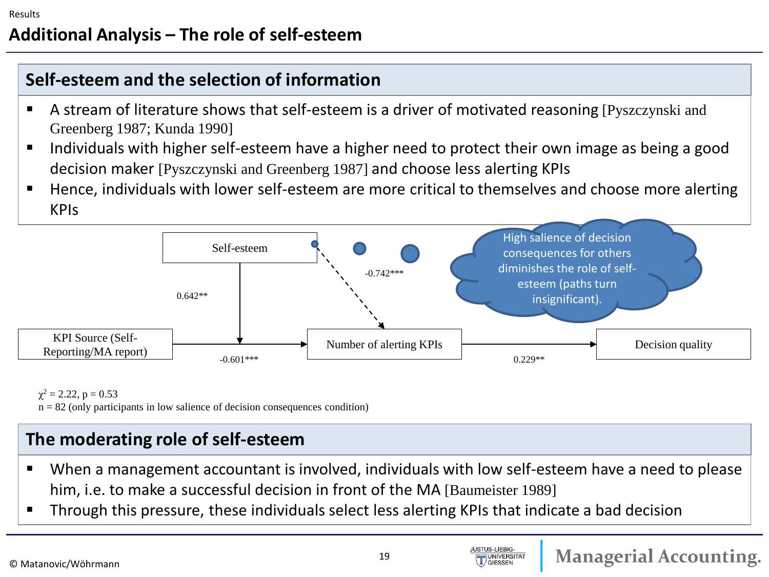Results

# Additional Analysis – The role of self-esteem

## Self-esteem and the selection of information

- A stream of literature shows that self-esteem is a driver of motivated reasoning [Pyszczynski and Greenberg 1987; Kunda 1990]
- Individuals with higher self-esteem have a higher need to protect their own image as being a good decision maker [Pyszczynski and Greenberg 1987] and choose less alerting KPIs
- Hence, individuals with lower self-esteem are more critical to themselves and choose more alerting KPIs

Self-esteem

0.642**

-0.742***

High salience of decision consequences for others diminishes the role of self-esteem (paths turn insignificant).

KPI Source (Self-Reporting/MA report)

-0.601***

Number of alerting KPIs

0.229**

Decision quality

$\chi^2 = 2.22$, $p = 0.53$

n = 82 (only participants in low salience of decision consequences condition)

## The moderating role of self-esteem

- When a management accountant is involved, individuals with low self-esteem have a need to please him, i.e. to make a successful decision in front of the MA [Baumeister 1989]
- Through this pressure, these individuals select less alerting KPIs that indicate a bad decision

© Matanovic/Wöhrmann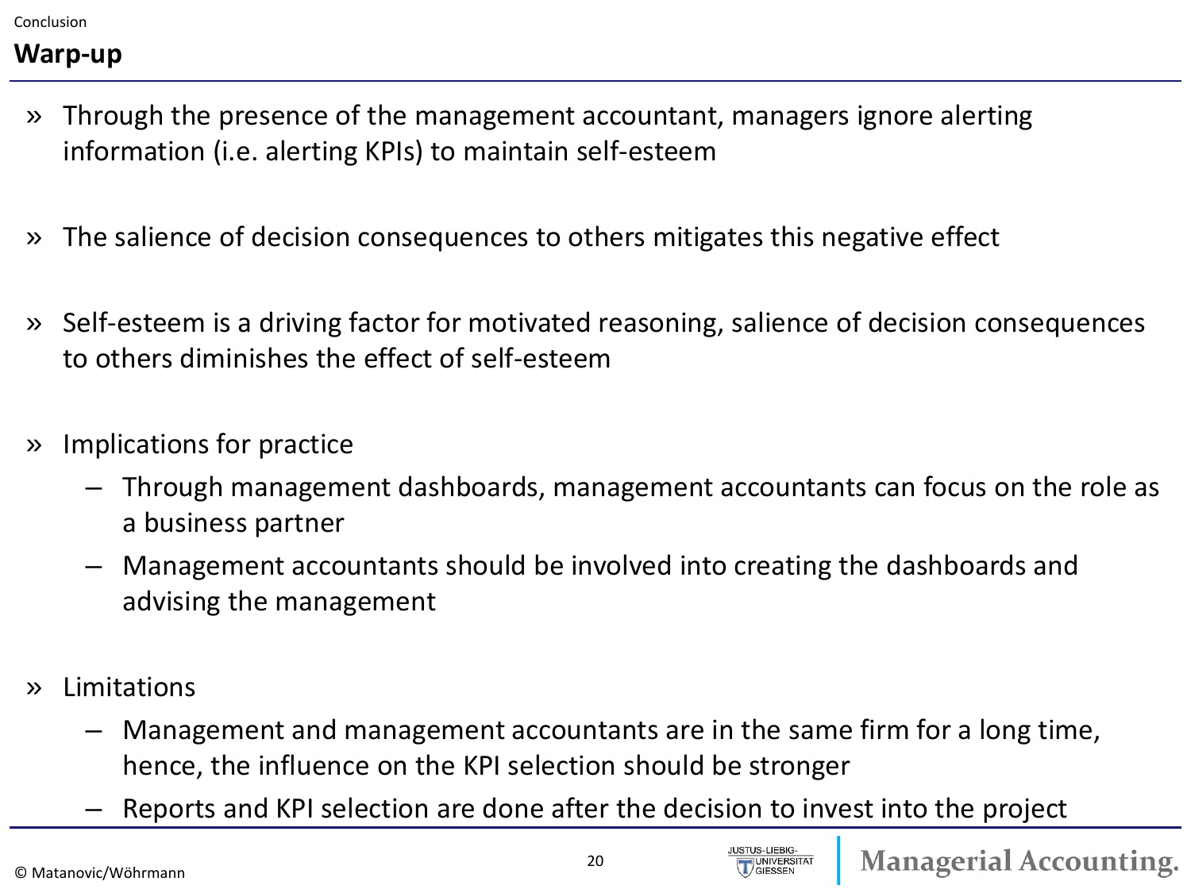Conclusion

## Warp-up

- Through the presence of the management accountant, managers ignore alerting information (i.e. alerting KPIs) to maintain self-esteem
- The salience of decision consequences to others mitigates this negative effect
- Self-esteem is a driving factor for motivated reasoning, salience of decision consequences to others diminishes the effect of self-esteem
- Implications for practice
  - Through management dashboards, management accountants can focus on the role as a business partner
  - Management accountants should be involved into creating the dashboards and advising the management
- Limitations
  - Management and management accountants are in the same firm for a long time, hence, the influence on the KPI selection should be stronger
  - Reports and KPI selection are done after the decision to invest into the project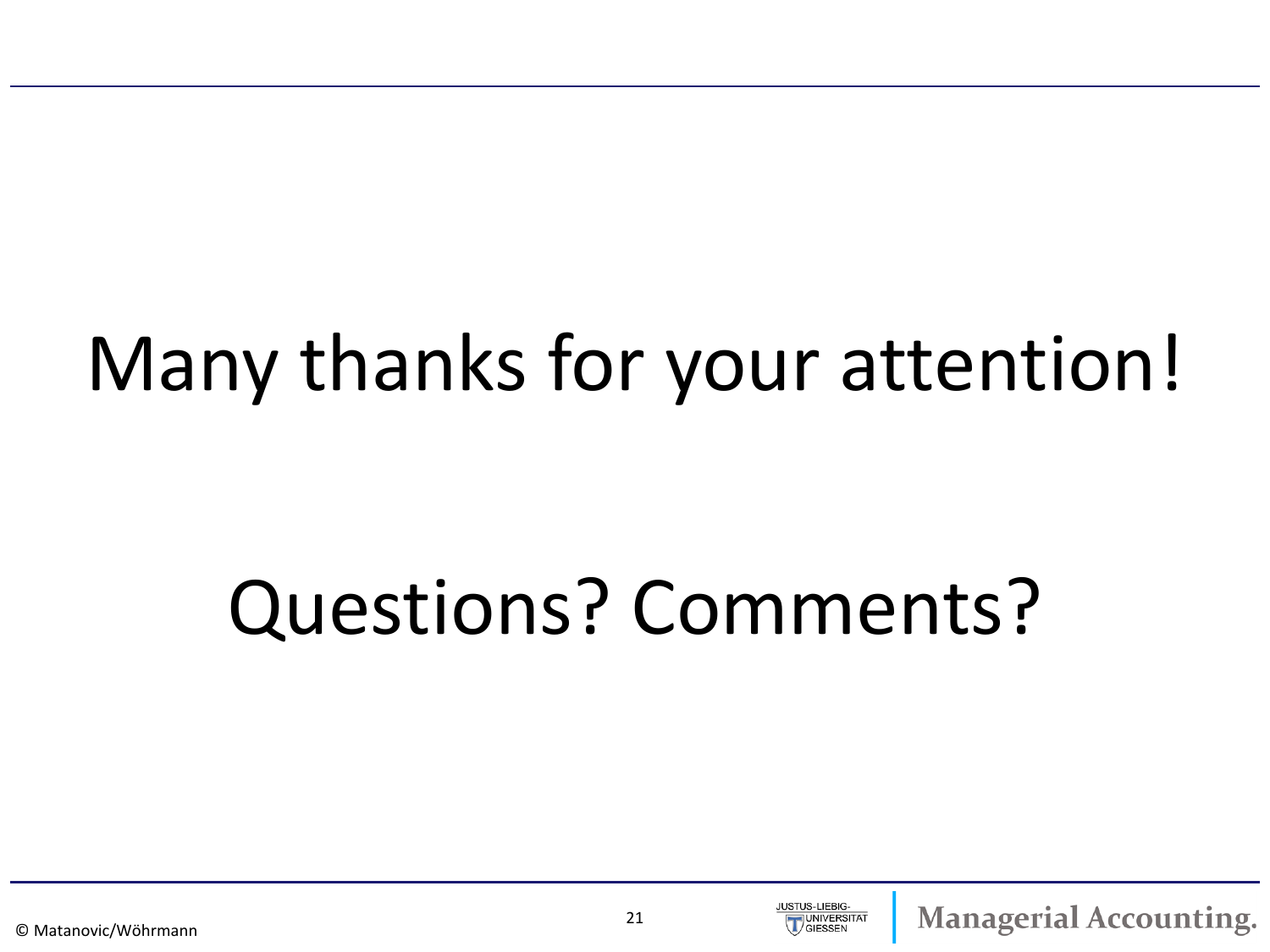Many thanks for your attention!

Questions? Comments?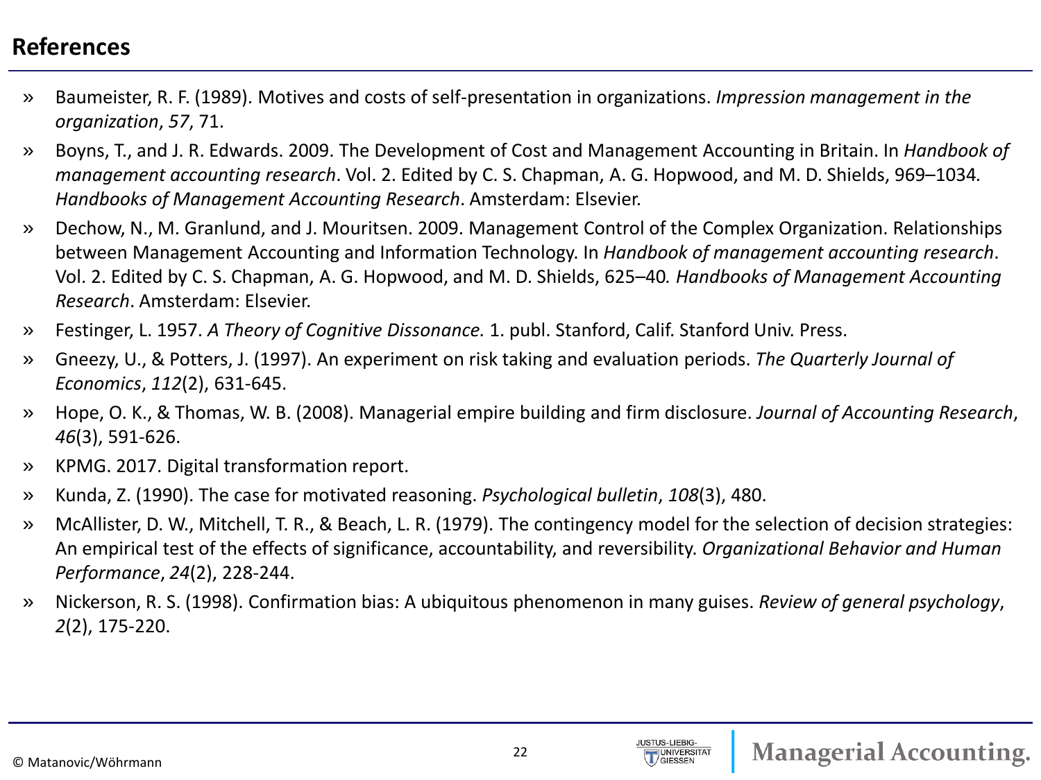# References

- Baumeister, R. F. (1989). Motives and costs of self-presentation in organizations. *Impression management in the organization*, *57*, 71.
- Boyns, T., and J. R. Edwards. 2009. The Development of Cost and Management Accounting in Britain. In *Handbook of management accounting research*. Vol. 2. Edited by C. S. Chapman, A. G. Hopwood, and M. D. Shields, 969–1034. *Handbooks of Management Accounting Research*. Amsterdam: Elsevier.
- Dechow, N., M. Granlund, and J. Mouritsen. 2009. Management Control of the Complex Organization. Relationships between Management Accounting and Information Technology. In *Handbook of management accounting research*. Vol. 2. Edited by C. S. Chapman, A. G. Hopwood, and M. D. Shields, 625–40. *Handbooks of Management Accounting Research*. Amsterdam: Elsevier.
- Festinger, L. 1957. *A Theory of Cognitive Dissonance.* 1. publ. Stanford, Calif. Stanford Univ. Press.
- Gneezy, U., & Potters, J. (1997). An experiment on risk taking and evaluation periods. *The Quarterly Journal of Economics*, *112*(2), 631-645.
- Hope, O. K., & Thomas, W. B. (2008). Managerial empire building and firm disclosure. *Journal of Accounting Research*, *46*(3), 591-626.
- KPMG. 2017. Digital transformation report.
- Kunda, Z. (1990). The case for motivated reasoning. *Psychological bulletin*, *108*(3), 480.
- McAllister, D. W., Mitchell, T. R., & Beach, L. R. (1979). The contingency model for the selection of decision strategies: An empirical test of the effects of significance, accountability, and reversibility. *Organizational Behavior and Human Performance*, *24*(2), 228-244.
- Nickerson, R. S. (1998). Confirmation bias: A ubiquitous phenomenon in many guises. *Review of general psychology*, *2*(2), 175-220.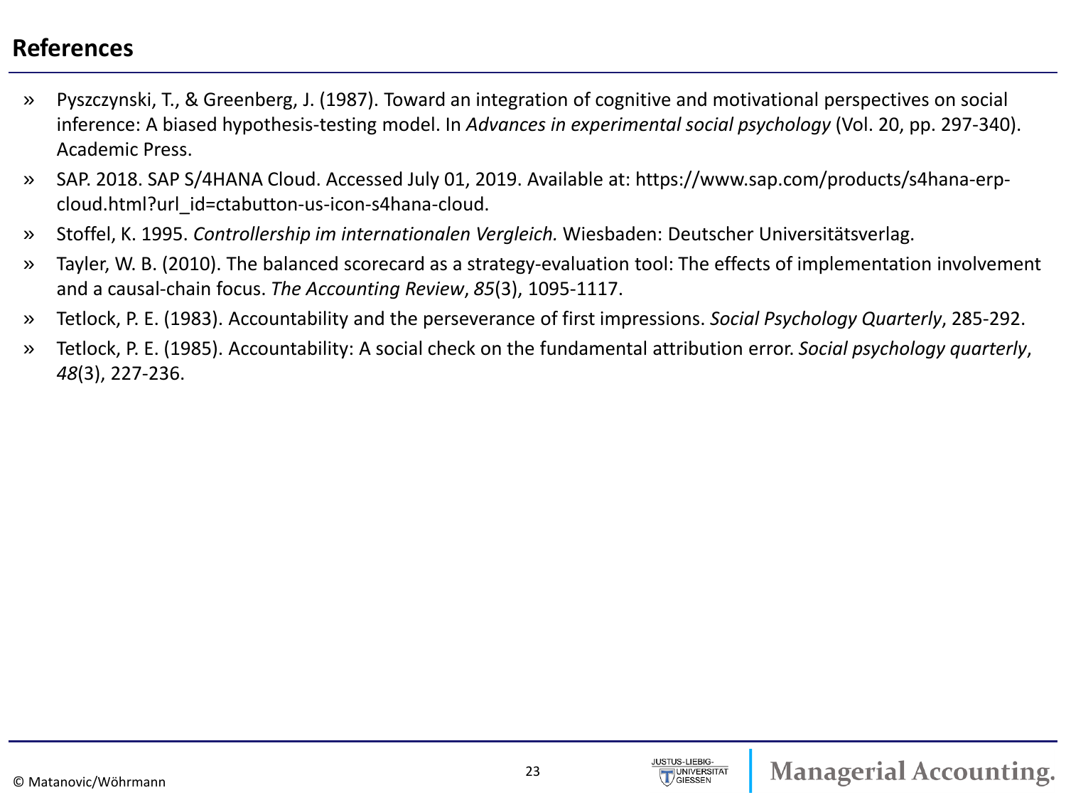## References

- Pyszczynski, T., & Greenberg, J. (1987). Toward an integration of cognitive and motivational perspectives on social inference: A biased hypothesis-testing model. In *Advances in experimental social psychology* (Vol. 20, pp. 297-340). Academic Press.
- SAP. 2018. SAP S/4HANA Cloud. Accessed July 01, 2019. Available at: https://www.sap.com/products/s4hana-erp-cloud.html?url_id=ctabutton-us-icon-s4hana-cloud.
- Stoffel, K. 1995. *Controllership im internationalen Vergleich.* Wiesbaden: Deutscher Universitätsverlag.
- Tayler, W. B. (2010). The balanced scorecard as a strategy-evaluation tool: The effects of implementation involvement and a causal-chain focus. *The Accounting Review*, *85*(3), 1095-1117.
- Tetlock, P. E. (1983). Accountability and the perseverance of first impressions. *Social Psychology Quarterly*, 285-292.
- Tetlock, P. E. (1985). Accountability: A social check on the fundamental attribution error. *Social psychology quarterly*, *48*(3), 227-236.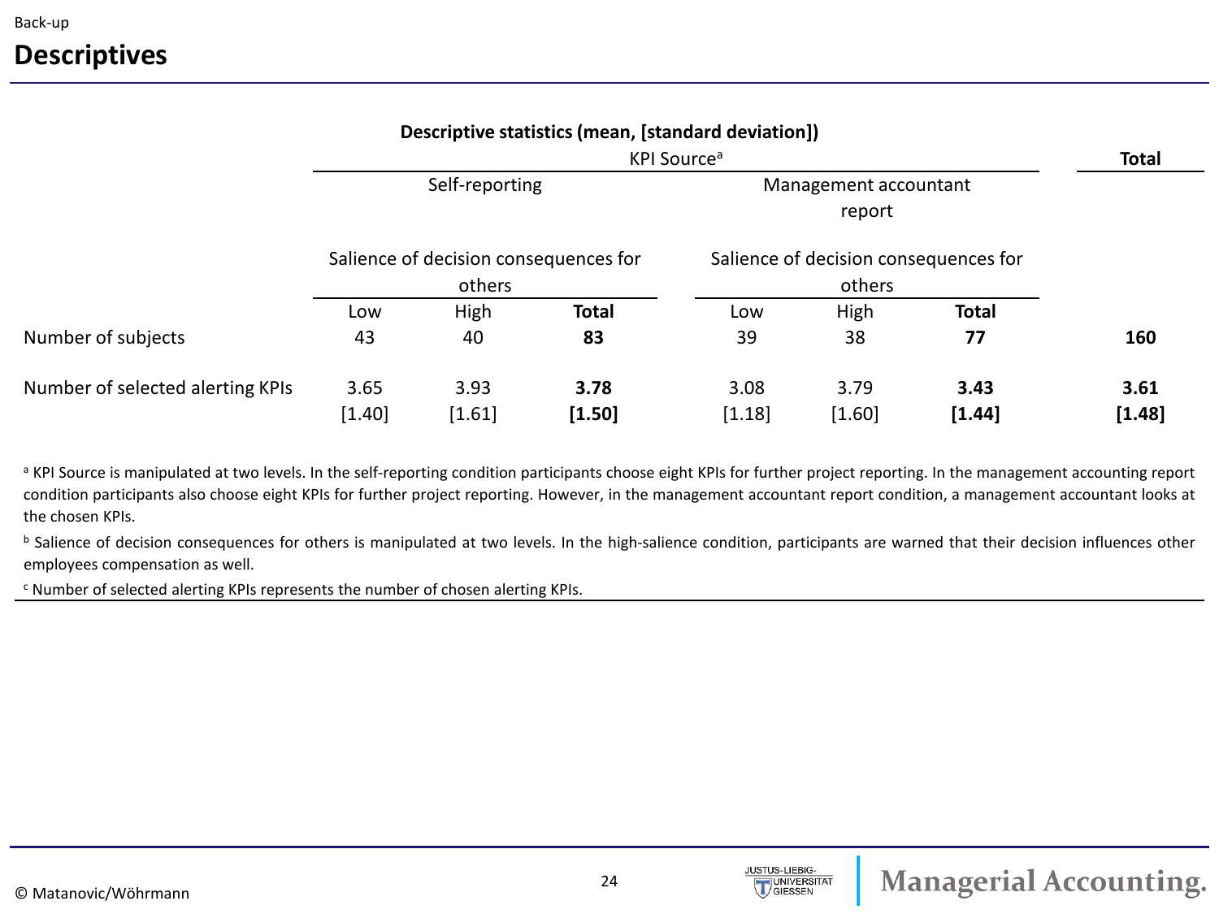Back-up

# Descriptives

**Descriptive statistics (mean, [standard deviation])**

| | KPI Source[a] | | | | | | Total |
|---|---|---|---|---|---|---|---|
| | Self-reporting | | | Management accountant report | | | |
| | Salience of decision consequences for others | | | Salience of decision consequences for others | | | |
| | Low | High | **Total** | Low | High | **Total** | |
| Number of subjects | 43 | 40 | **83** | 39 | 38 | **77** | **160** |
| Number of selected alerting KPIs | 3.65 | 3.93 | **3.78** | 3.08 | 3.79 | **3.43** | **3.61** |
| | [1.40] | [1.61] | **[1.50]** | [1.18] | [1.60] | **[1.44]** | **[1.48]** |

[a] KPI Source is manipulated at two levels. In the self-reporting condition participants choose eight KPIs for further project reporting. In the management accounting report condition participants also choose eight KPIs for further project reporting. However, in the management accountant report condition, a management accountant looks at the chosen KPIs.

[b] Salience of decision consequences for others is manipulated at two levels. In the high-salience condition, participants are warned that their decision influences other employees compensation as well.

[c] Number of selected alerting KPIs represents the number of chosen alerting KPIs.

© Matanovic/Wöhrmann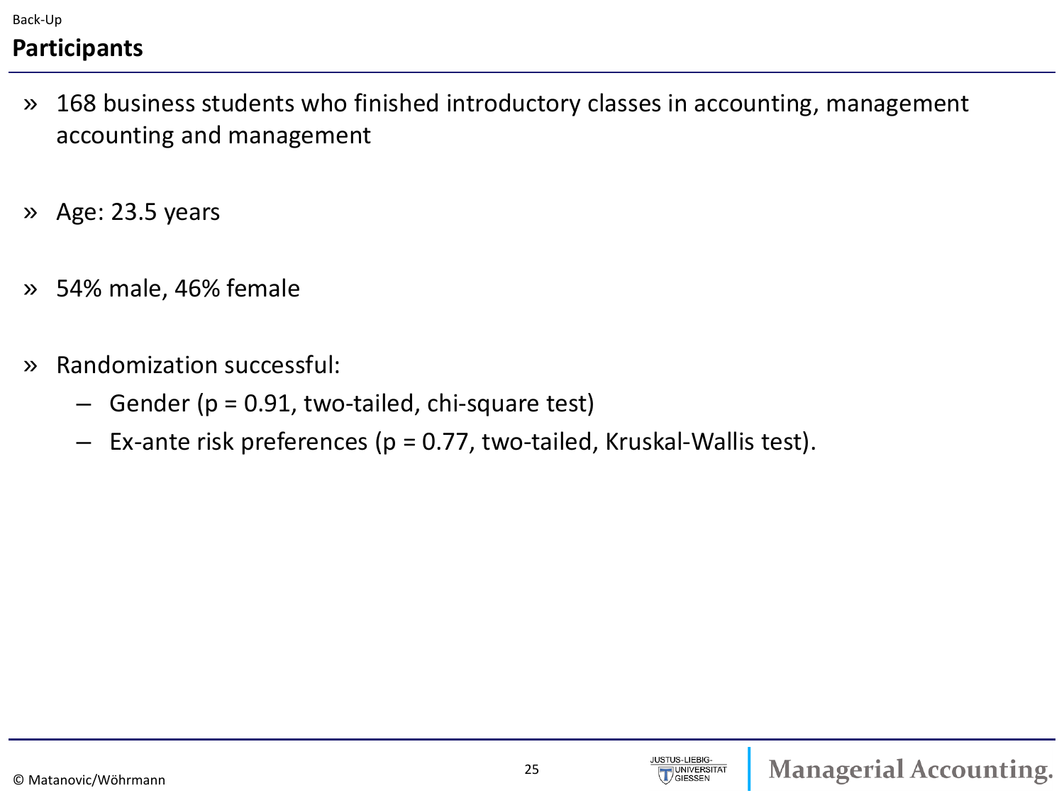Back-Up

## Participants

- 168 business students who finished introductory classes in accounting, management accounting and management
- Age: 23.5 years
- 54% male, 46% female
- Randomization successful:
  - Gender ($p = 0.91$, two-tailed, chi-square test)
  - Ex-ante risk preferences ($p = 0.77$, two-tailed, Kruskal-Wallis test).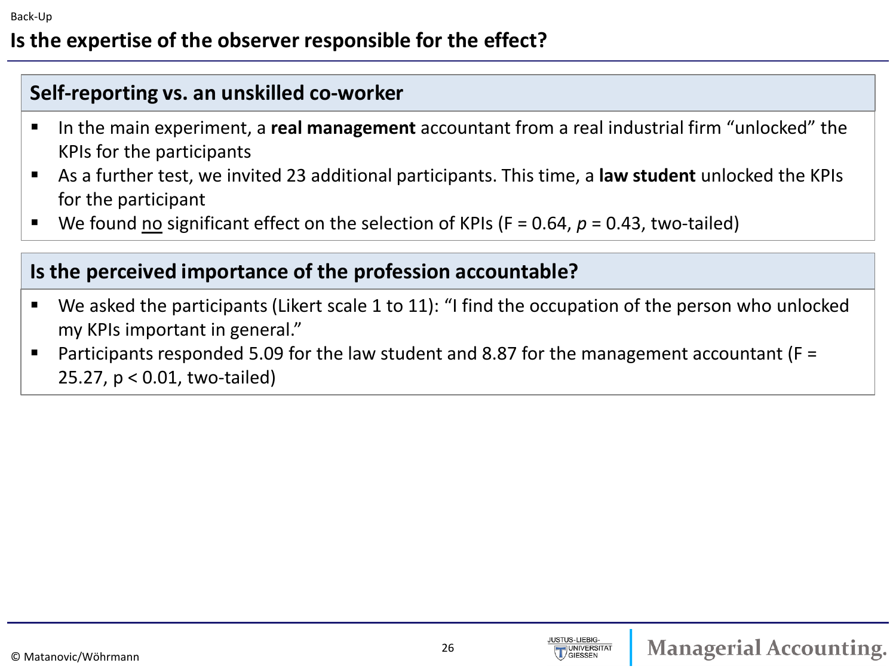Back-Up

# Is the expertise of the observer responsible for the effect?

## Self-reporting vs. an unskilled co-worker

- In the main experiment, a **real management** accountant from a real industrial firm "unlocked" the KPIs for the participants
- As a further test, we invited 23 additional participants. This time, a **law student** unlocked the KPIs for the participant
- We found <u>no</u> significant effect on the selection of KPIs ($F = 0.64$, $p = 0.43$, two-tailed)

## Is the perceived importance of the profession accountable?

- We asked the participants (Likert scale 1 to 11): "I find the occupation of the person who unlocked my KPIs important in general."
- Participants responded 5.09 for the law student and 8.87 for the management accountant ($F = 25.27$, $p < 0.01$, two-tailed)

© Matanovic/Wöhrmann